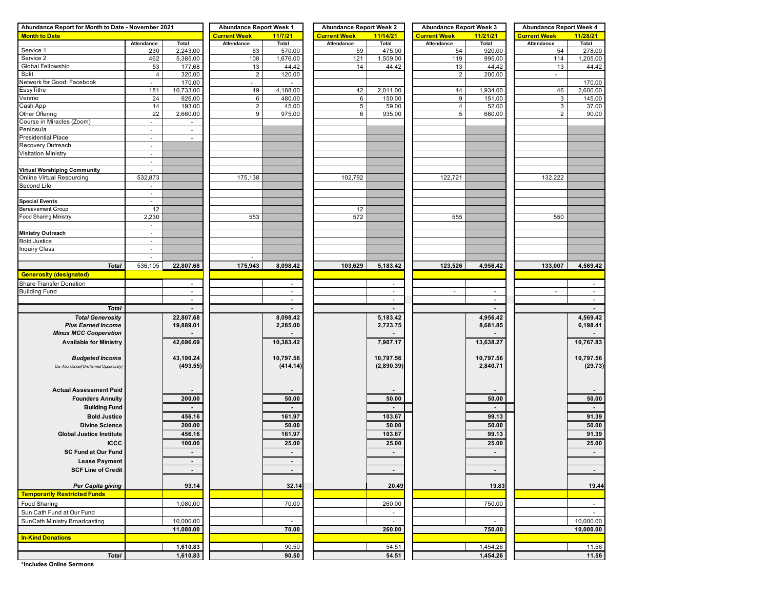| Abundance Report for Month to Date - November 2021 | | | Abundance Report Week 1 | | Abundance Report Week 2 | | Abundance Report Week 3 | | Abundance Report Week 4 | |
|---|---|---|---|---|---|---|---|---|---|---|
| **Month to Date** | | | **Current Week** | **11/7/21** | **Current Week** | **11/14/21** | **Current Week** | **11/21/21** | **Current Week** | **11/28/21** |
| | Attendance | Total | Attendance | Total | Attendance | Total | Attendance | Total | Attendance | Total |
| Service 1 | 230 | 2,243.00 | 63 | 570.00 | 59 | 475.00 | 54 | 920.00 | 54 | 278.00 |
| Service 2 | 462 | 5,385.00 | 108 | 1,676.00 | 121 | 1,509.00 | 119 | 995.00 | 114 | 1,205.00 |
| Global Fellowship | 53 | 177.68 | 13 | 44.42 | 14 | 44.42 | 13 | 44.42 | 13 | 44.42 |
| Split | 4 | 320.00 | 2 | 120.00 | | | 2 | 200.00 | - | |
| Network for Good: Facebook | - | 170.00 | - | - | | | | | | 170.00 |
| EasyTithe | 181 | 10,733.00 | 49 | 4,188.00 | 42 | 2,011.00 | 44 | 1,934.00 | 46 | 2,600.00 |
| Venmo | 24 | 926.00 | 6 | 480.00 | 6 | 150.00 | 9 | 151.00 | 3 | 145.00 |
| Cash App | 14 | 193.00 | 2 | 45.00 | 5 | 59.00 | 4 | 52.00 | 3 | 37.00 |
| Other Offering | 22 | 2,660.00 | 9 | 975.00 | 6 | 935.00 | 5 | 660.00 | 2 | 90.00 |
| Course in Miracles (Zoom) | - | - | | | | | | | | |
| Peninsula | - | - | | | | | | | | |
| Presidential Place | - | - | | | | | | | | |
| Recovery Outreach | - | | | | | | | | | |
| Visitation Ministry | - | | | | | | | | | |
| | - | | | | | | | | | |
| **Virtual Worshiping Community** | - | | | | | | | | | |
| Online Virtual Resourcing | 532,873 | | 175,138 | | 102,792 | | 122,721 | | 132,222 | |
| Second Life | - | | | | | | | | | |
| | - | | | | | | | | | |
| **Special Events** | - | | | | | | | | | |
| Bereavement Group | 12 | | | | 12 | | | | | |
| Food Sharing Ministry | 2,230 | | 553 | | 572 | | 555 | | 550 | |
| | - | | | | | | | | | |
| **Ministry Outreach** | - | | | | | | | | | |
| Bold Justice | - | | | | | | | | | |
| Inquiry Class | - | | | | | | | | | |
| | - | | - | | | | | | | |
| ***Total*** | 536,105 | **22,807.68** | **175,943** | **8,098.42** | **103,629** | **5,183.42** | **123,526** | **4,956.42** | **133,007** | **4,569.42** |
| **Generosity (designated)** | | | | | | | | | | |
| Share Transfer Donation | | - | | - | | - | | | | - |
| Building Fund | | - | | - | | - | - | - | - | - |
| | | - | | - | | - | | - | | - |
| ***Total*** | | **-** | | **-** | | **-** | | **-** | | **-** |
| ***Total Generosity*** | | **22,807.68** | | **8,098.42** | | **5,183.42** | | **4,956.42** | | **4,569.42** |
| ***Plus Earned Income*** | | **19,889.01** | | **2,285.00** | | **2,723.75** | | **8,681.85** | | **6,198.41** |
| ***Minus MCC Cooperation*** | | **-** | | **-** | | **-** | | **-** | | **-** |
| **Available for Ministry** | | **42,696.69** | | **10,383.42** | | **7,907.17** | | **13,638.27** | | **10,767.83** |
| ***Budgeted Income*** | | **43,190.24** | | **10,797.56** | | **10,797.56** | | **10,797.56** | | **10,797.56** |
| *Our Abundance/(Unclaimed Opportunity)* | | **(493.55)** | | **(414.14)** | | **(2,890.39)** | | **2,840.71** | | **(29.73)** |
| **Actual Assessment Paid** | | **-** | | **-** | | **-** | | **-** | | **-** |
| **Founders Annuity** | | **200.00** | | **50.00** | | **50.00** | | **50.00** | | **50.00** |
| **Building Fund** | | **-** | | **-** | | **-** | | **-** | | **-** |
| **Bold Justice** | | **456.16** | | **161.97** | | **103.67** | | **99.13** | | **91.39** |
| **Divine Science** | | **200.00** | | **50.00** | | **50.00** | | **50.00** | | **50.00** |
| **Global Justice Institute** | | **456.16** | | **161.97** | | **103.67** | | **99.13** | | **91.39** |
| **ICCC** | | **100.00** | | **25.00** | | **25.00** | | **25.00** | | **25.00** |
| **SC Fund at Our Fund** | | **-** | | **-** | | **-** | | **-** | | **-** |
| **Lease Payment** | | **-** | | **-** | | | | | | |
| **SCF Line of Credit** | | **-** | | **-** | | **-** | | **-** | | **-** |
| ***Per Capita giving*** | | **93.14** | | **32.14** | | **20.49** | | **19.83** | | **19.44** |
| **Temporarily Restricted Funds** | | | | | | | | | | |
| Food Sharing | | 1,080.00 | | 70.00 | | 260.00 | | 750.00 | | - |
| Sun Cath Fund at Our Fund | | | | | | - | | | | - |
| SunCath Ministry Broadcasting | | 10,000.00 | | - | | - | | - | | 10,000.00 |
| | | **11,080.00** | | **70.00** | | **260.00** | | **750.00** | | **10,000.00** |
| **In-Kind Donations** | | | | | | | | | | |
| | | **1,610.83** | | 90.50 | | 54.51 | | 1,454.26 | | 11.56 |
| ***Total*** | | **1,610.83** | | **90.50** | | **54.51** | | **1,454.26** | | **11.56** |

**\*Includes Online Sermons**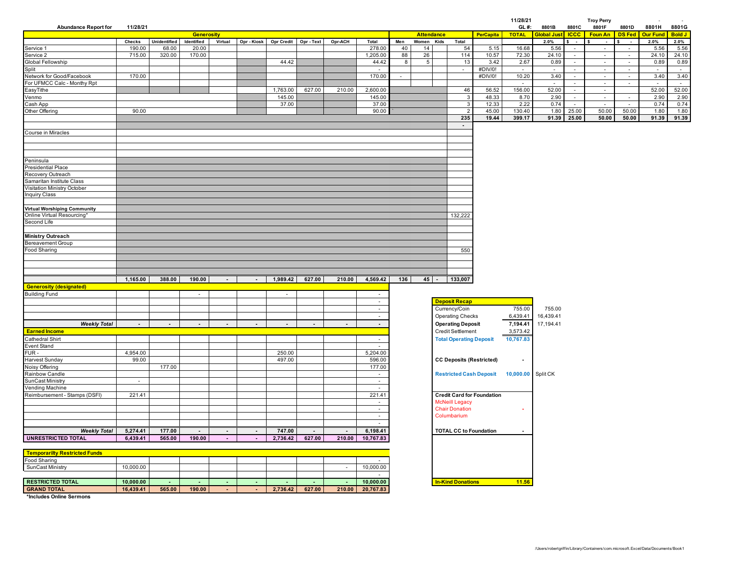**Abundance Report for** 11/28/21

| | Checks | Unidentified | Identified | Virtual | Opr - Kiosk | Opr Credit | Opr - Text | Opr-ACH | Total | Men | Women | Kids | Total | PerCapita | TOTAL | Global Just | ICCC | Foun An | DS Fed | Our Fund | Bold J |
|---|---|---|---|---|---|---|---|---|---|---|---|---|---|---|---|---|---|---|---|---|---|
| | **Generosity** | | | | | | | | | **Attendance** | | | | | 11/28/21 GL #: | 8801B | 8801C | Troy Perry 8801F | 8801D | 8801H | 8801G |
| | | | | | | | | | | | | | | | | 2.0% | $ - | $ - | $ - | 2.0% | 2.0% |
| Service 1 | 190.00 | 68.00 | 20.00 | | | | | | 278.00 | 40 | 14 | | 54 | 5.15 | 16.68 | 5.56 | - | - | - | 5.56 | 5.56 |
| Service 2 | 715.00 | 320.00 | 170.00 | | | | | | 1,205.00 | 88 | 26 | | 114 | 10.57 | 72.30 | 24.10 | - | - | - | 24.10 | 24.10 |
| Global Fellowship | | | | | | 44.42 | | | 44.42 | 8 | 5 | | 13 | 3.42 | 2.67 | 0.89 | - | - | - | 0.89 | 0.89 |
| Split | | | | | | | | | - | | | | - | #DIV/0! | - | - | - | - | - | - | - |
| Network for Good/Facebook | 170.00 | | | | | | | | 170.00 | - | | | | #DIV/0! | 10.20 | 3.40 | - | - | - | 3.40 | 3.40 |
| For UFMCC Calc - Monthy Rpt | | | | | | | | | | | | | | | - | - | - | - | - | - | - |
| EasyTithe | | | | | | 1,763.00 | 627.00 | 210.00 | 2,600.00 | | | | 46 | 56.52 | 156.00 | 52.00 | - | - | | 52.00 | 52.00 |
| Venmo | | | | | | 145.00 | | | 145.00 | | | | 3 | 48.33 | 8.70 | 2.90 | - | - | - | 2.90 | 2.90 |
| Cash App | | | | | | 37.00 | | | 37.00 | | | | 3 | 12.33 | 2.22 | 0.74 | - | - | - | 0.74 | 0.74 |
| Other Offering | 90.00 | | | | | | | | 90.00 | | | | 2 | 45.00 | 130.40 | 1.80 | 25.00 | 50.00 | 50.00 | 1.80 | 1.80 |
| | | | | | | | | | | | | | 235 | 19.44 | 399.17 | 91.39 | 25.00 | 50.00 | 50.00 | 91.39 | 91.39 |
| | | | | | | | | | | | | | - | | | | | | | | |
| Course in Miracles | | | | | | | | | | | | | | | | | | | | | |
| Peninsula | | | | | | | | | | | | | | | | | | | | | |
| Presidential Place | | | | | | | | | | | | | | | | | | | | | |
| Recovery Outreach | | | | | | | | | | | | | | | | | | | | | |
| Samaritan Institute Class | | | | | | | | | | | | | | | | | | | | | |
| Visitation Ministry October | | | | | | | | | | | | | | | | | | | | | |
| Inquiry Class | | | | | | | | | | | | | | | | | | | | | |
| **Virtual Worshiping Community** | | | | | | | | | | | | | | | | | | | | | |
| Online Virtual Resourcing* | | | | | | | | | | | | | 132,222 | | | | | | | | |
| Second Life | | | | | | | | | | | | | | | | | | | | | |
| **Ministry Outreach** | | | | | | | | | | | | | | | | | | | | | |
| Bereavement Group | | | | | | | | | | | | | | | | | | | | | |
| Food Sharing | | | | | | | | | | | | | 550 | | | | | | | | |
| | **1,165.00** | **388.00** | **190.00** | **-** | **-** | **1,989.42** | **627.00** | **210.00** | **4,569.42** | **136** | **45** | **-** | **133,007** | | | | | | | | |

| **Generosity (designated)** | | | | | | | | | |
|---|---|---|---|---|---|---|---|---|---|
| Building Fund | | | - | | | - | | | - |
| | | | | | | | | | - |
| | | | | | | | | | - |
| | | | | | | | | | - |
| ***Weekly Total*** | - | - | - | - | - | - | - | - | - |
| **Earned Income** | | | | | | | | | |
| Cathedral Shirt | | | | | | | | | - |
| Event Stand | | | | | | | | | - |
| FUR - | 4,954.00 | | | | | 250.00 | | | 5,204.00 |
| Harvest Sunday | 99.00 | | | | | 497.00 | | | 596.00 |
| Noisy Offering | | 177.00 | | | | | | | 177.00 |
| Rainbow Candle | | | | | | | | | - |
| SunCast Ministry | - | | | | | | | | - |
| Vending Machine | | | | | | | | | - |
| Reimbursement - Stamps (DSFI) | 221.41 | | | | | | | | 221.41 |
| | | | | | | | | | - |
| | | | | | | | | | - |
| | | | | | | | | | - |
| | | | | | | | | | - |
| ***Weekly Total*** | **5,274.41** | **177.00** | **-** | **-** | **-** | **747.00** | **-** | **-** | **6,198.41** |
| **UNRESTRICTED TOTAL** | **6,439.41** | **565.00** | **190.00** | **-** | **-** | **2,736.42** | **627.00** | **210.00** | **10,767.83** |

| **Temporarilty Restricted Funds** | | | | | | | | | |
|---|---|---|---|---|---|---|---|---|---|
| Food Sharing | | | | | | | | | - |
| SunCast Ministry | 10,000.00 | | | | | | | - | 10,000.00 |
| | | | | | | | | | - |
| **RESTRICTED TOTAL** | **10,000.00** | **-** | **-** | **-** | **-** | **-** | **-** | **-** | **10,000.00** |
| **GRAND TOTAL** | **16,439.41** | **565.00** | **190.00** | **-** | **-** | **2,736.42** | **627.00** | **210.00** | **20,767.83** |

***Includes Online Sermons**

| **Deposit Recap** | | |
|---|---|---|
| Currency/Coin | 755.00 | 755.00 |
| Operating Checks | 6,439.41 | 16,439.41 |
| **Operating Deposit** | **7,194.41** | 17,194.41 |
| Credit Settlement | 3,573.42 | |
| **Total Operating Deposit** | **10,767.83** | |
| **CC Deposits (Restricted)** | - | |
| **Restricted Cash Deposit** | **10,000.00** | Split CK |
| **Credit Card for Foundation** | | |
| McNeill Legacy | | |
| Chair Donation | - | |
| Columbarium | | |
| **TOTAL CC to Foundation** | - | |
| **In-Kind Donations** | **11.56** | |